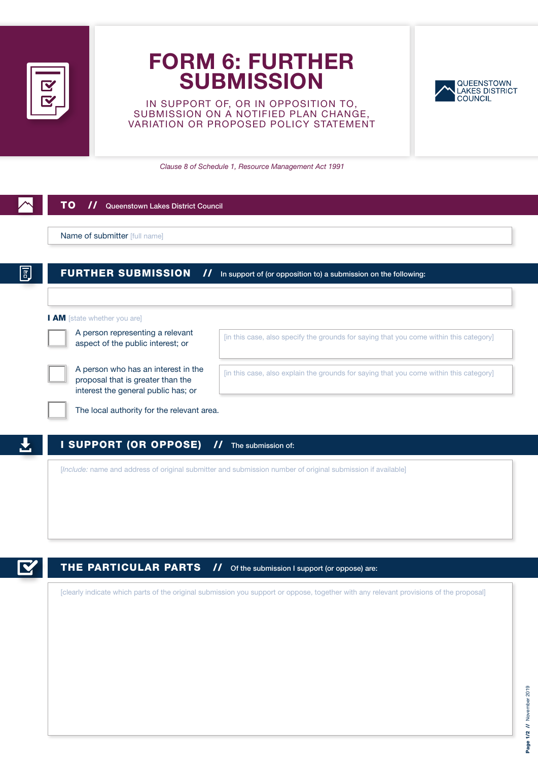# FORM 6: FURTHER SUBMISSION

IN SUPPORT OF, OR IN OPPOSITION TO, SUBMISSION ON A NOTIFIED PLAN CHANGE, VARIATION OR PROPOSED POLICY STATEMENT

QUEENSTOWN LAKES DISTRICT COUNCIL

*Clause 8 of Schedule 1, Resource Management Act 1991*

## TO // Queenstown Lakes District Council

Name of submitter [full name]

## FURTHER SUBMISSION // In support of (or opposition to) a submission on the following:

**I AM** [state whether you are]

- ☐ A person representing a relevant aspect of the public interest; or
  [in this case, also specify the grounds for saying that you come within this category]
- ☐ A person who has an interest in the proposal that is greater than the interest the general public has; or
  [in this case, also explain the grounds for saying that you come within this category]
- ☐ The local authority for the relevant area.

## I SUPPORT (OR OPPOSE) // The submission of:

[*Include:* name and address of original submitter and submission number of original submission if available]

## THE PARTICULAR PARTS // Of the submission I support (or oppose) are:

[clearly indicate which parts of the original submission you support or oppose, together with any relevant provisions of the proposal]

November 2019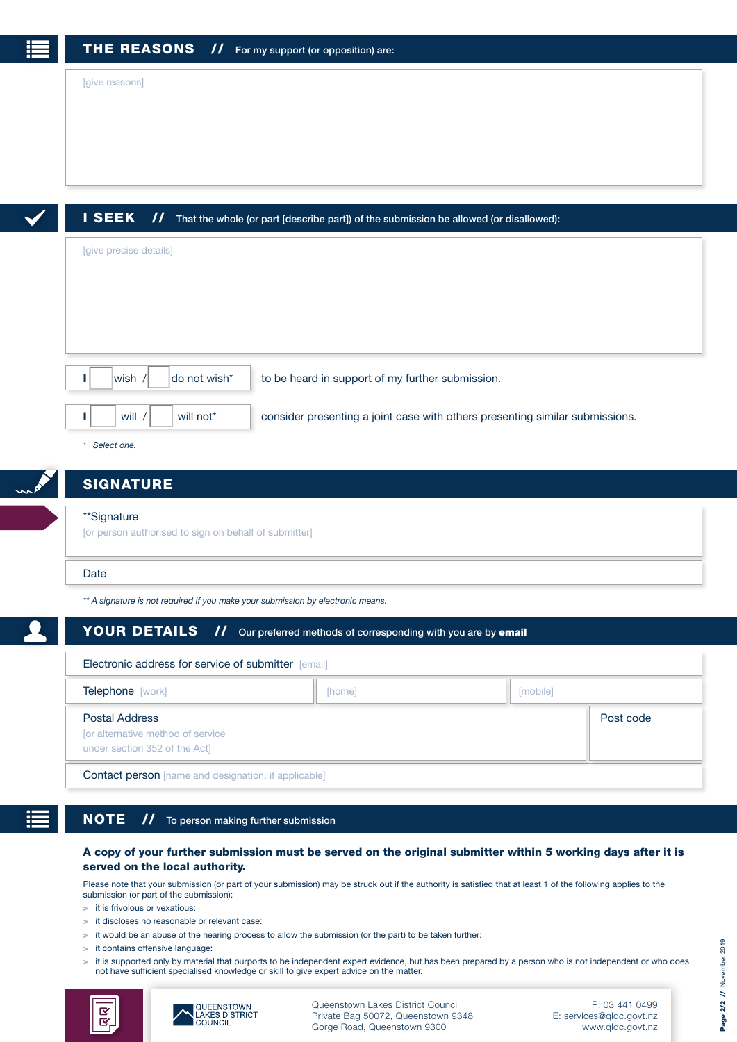## THE REASONS // For my support (or opposition) are:

[give reasons]

## I SEEK // That the whole (or part [describe part]) of the submission be allowed (or disallowed):

[give precise details]

I ☐ wish / ☐ do not wish* to be heard in support of my further submission.

I ☐ will / ☐ will not* consider presenting a joint case with others presenting similar submissions.

\* *Select one.*

## SIGNATURE

**Signature
[or person authorised to sign on behalf of submitter]

Date

*** A signature is not required if you make your submission by electronic means.*

## YOUR DETAILS // Our preferred methods of corresponding with you are by **email**

Electronic address for service of submitter [email]

Telephone [work] [home] [mobile]

Postal Address [or alternative method of service under section 352 of the Act]

Post code

Contact person [name and designation, if applicable]

## NOTE // To person making further submission

**A copy of your further submission must be served on the original submitter within 5 working days after it is served on the local authority.**

Please note that your submission (or part of your submission) may be struck out if the authority is satisfied that at least 1 of the following applies to the submission (or part of the submission):

- it is frivolous or vexatious:
- it discloses no reasonable or relevant case:
- it would be an abuse of the hearing process to allow the submission (or the part) to be taken further:
- it contains offensive language:
- it is supported only by material that purports to be independent expert evidence, but has been prepared by a person who is not independent or who does not have sufficient specialised knowledge or skill to give expert advice on the matter.

QUEENSTOWN LAKES DISTRICT COUNCIL

Queenstown Lakes District Council
Private Bag 50072, Queenstown 9348
Gorge Road, Queenstown 9300

P: 03 441 0499
E: services@qldc.govt.nz
www.qldc.govt.nz

November 2019